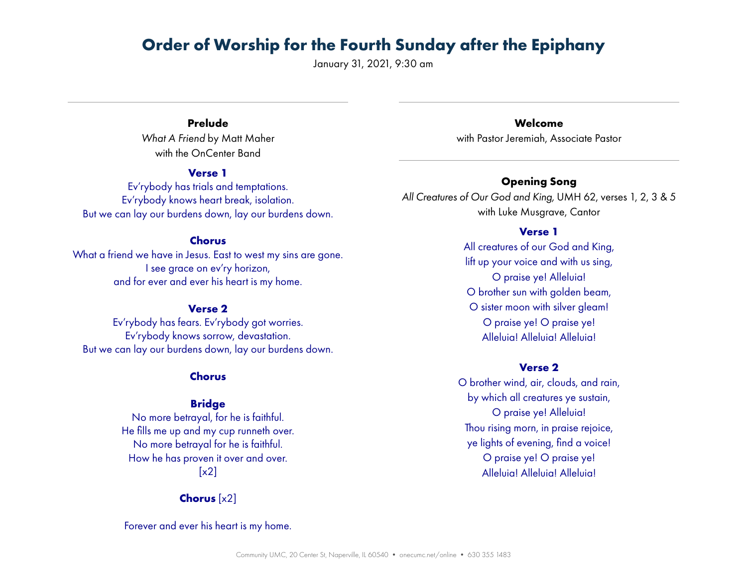# Order of Worship for the Fourth Sunday after the Epiphany

January 31, 2021, 9:30 am

---

### Prelude

*What A Friend* by Matt Maher
with the OnCenter Band

**Verse 1**

Ev'rybody has trials and temptations.
Ev'rybody knows heart break, isolation.
But we can lay our burdens down, lay our burdens down.

**Chorus**

What a friend we have in Jesus. East to west my sins are gone.
I see grace on ev'ry horizon,
and for ever and ever his heart is my home.

**Verse 2**

Ev'rybody has fears. Ev'rybody got worries.
Ev'rybody knows sorrow, devastation.
But we can lay our burdens down, lay our burdens down.

**Chorus**

**Bridge**

No more betrayal, for he is faithful.
He fills me up and my cup runneth over.
No more betrayal for he is faithful.
How he has proven it over and over.
[x2]

**Chorus** [x2]

Forever and ever his heart is my home.

---

### Welcome

with Pastor Jeremiah, Associate Pastor

---

### Opening Song

*All Creatures of Our God and King,* UMH 62, verses 1, 2, 3 & 5
with Luke Musgrave, Cantor

**Verse 1**

All creatures of our God and King,
lift up your voice and with us sing,
O praise ye! Alleluia!
O brother sun with golden beam,
O sister moon with silver gleam!
O praise ye! O praise ye!
Alleluia! Alleluia! Alleluia!

**Verse 2**

O brother wind, air, clouds, and rain,
by which all creatures ye sustain,
O praise ye! Alleluia!
Thou rising morn, in praise rejoice,
ye lights of evening, find a voice!
O praise ye! O praise ye!
Alleluia! Alleluia! Alleluia!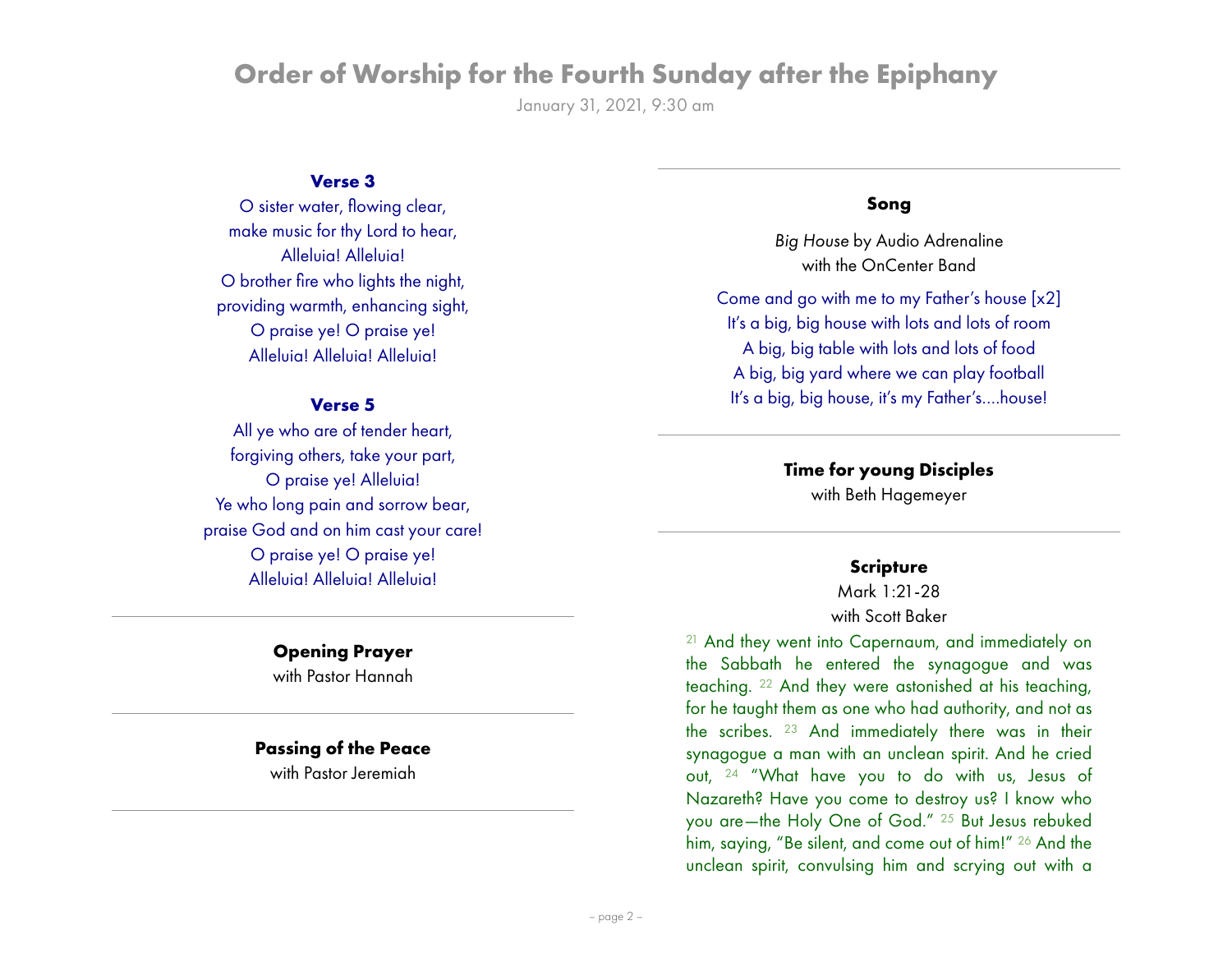# Order of Worship for the Fourth Sunday after the Epiphany

January 31, 2021, 9:30 am

**Verse 3**

O sister water, flowing clear,
make music for thy Lord to hear,
Alleluia! Alleluia!
O brother fire who lights the night,
providing warmth, enhancing sight,
O praise ye! O praise ye!
Alleluia! Alleluia! Alleluia!

**Verse 5**

All ye who are of tender heart,
forgiving others, take your part,
O praise ye! Alleluia!
Ye who long pain and sorrow bear,
praise God and on him cast your care!
O praise ye! O praise ye!
Alleluia! Alleluia! Alleluia!

---

### Opening Prayer

with Pastor Hannah

---

### Passing of the Peace

with Pastor Jeremiah

---

### Song

*Big House* by Audio Adrenaline
with the OnCenter Band

Come and go with me to my Father's house [x2]
It's a big, big house with lots and lots of room
A big, big table with lots and lots of food
A big, big yard where we can play football
It's a big, big house, it's my Father's....house!

---

### Time for young Disciples

with Beth Hagemeyer

---

### Scripture

Mark 1:21-28
with Scott Baker

[21] And they went into Capernaum, and immediately on the Sabbath he entered the synagogue and was teaching. [22] And they were astonished at his teaching, for he taught them as one who had authority, and not as the scribes. [23] And immediately there was in their synagogue a man with an unclean spirit. And he cried out, [24] "What have you to do with us, Jesus of Nazareth? Have you come to destroy us? I know who you are—the Holy One of God." [25] But Jesus rebuked him, saying, "Be silent, and come out of him!" [26] And the unclean spirit, convulsing him and scrying out with a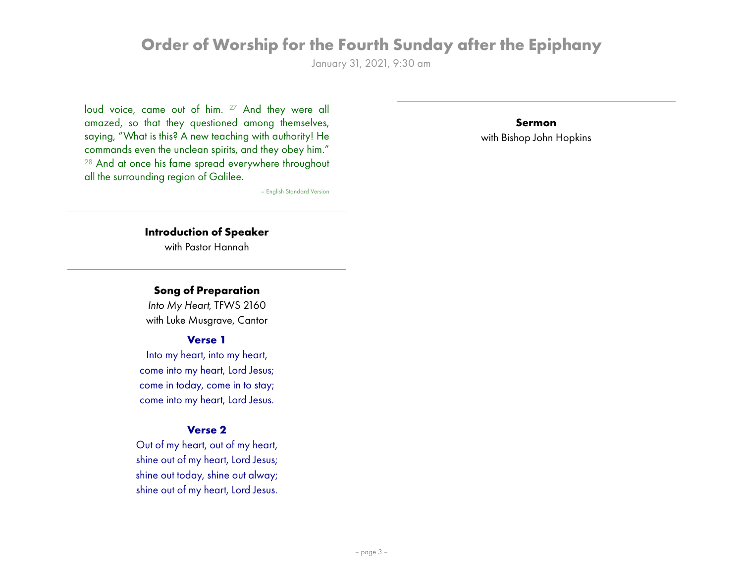loud voice, came out of him. [27] And they were all amazed, so that they questioned among themselves, saying, “What is this? A new teaching with authority! He commands even the unclean spirits, and they obey him.” [28] And at once his fame spread everywhere throughout all the surrounding region of Galilee.

– English Standard Version

---

### Introduction of Speaker

with Pastor Hannah

---

### Song of Preparation

*Into My Heart*, TFWS 2160
with Luke Musgrave, Cantor

**Verse 1**

Into my heart, into my heart,
come into my heart, Lord Jesus;
come in today, come in to stay;
come into my heart, Lord Jesus.

**Verse 2**

Out of my heart, out of my heart,
shine out of my heart, Lord Jesus;
shine out today, shine out alway;
shine out of my heart, Lord Jesus.

---

### Sermon

with Bishop John Hopkins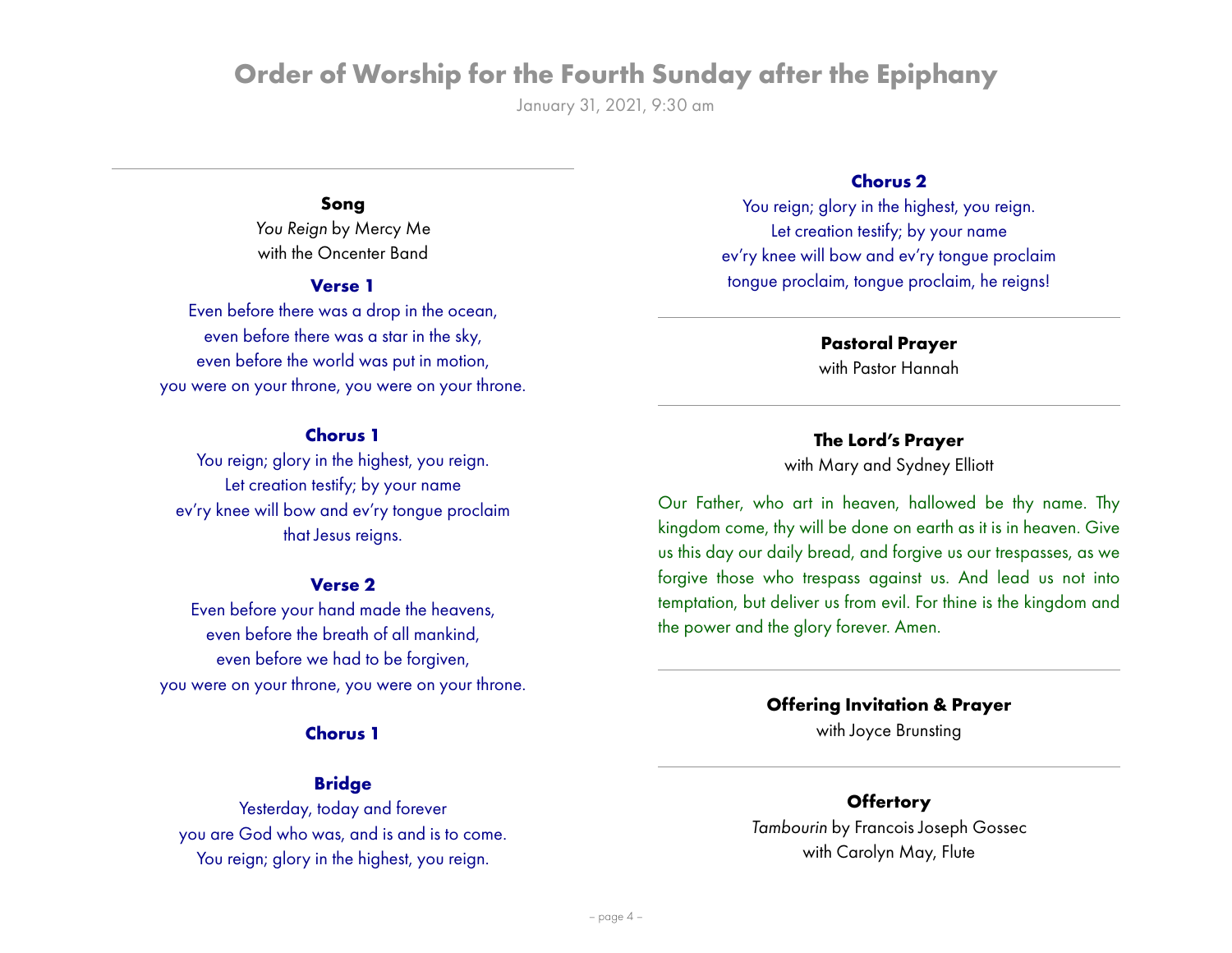# Order of Worship for the Fourth Sunday after the Epiphany

January 31, 2021, 9:30 am

---

**Song**

*You Reign* by Mercy Me
with the Oncenter Band

**Verse 1**

Even before there was a drop in the ocean,
even before there was a star in the sky,
even before the world was put in motion,
you were on your throne, you were on your throne.

**Chorus 1**

You reign; glory in the highest, you reign.
Let creation testify; by your name
ev'ry knee will bow and ev'ry tongue proclaim
that Jesus reigns.

**Verse 2**

Even before your hand made the heavens,
even before the breath of all mankind,
even before we had to be forgiven,
you were on your throne, you were on your throne.

**Chorus 1**

**Bridge**

Yesterday, today and forever
you are God who was, and is and is to come.
You reign; glory in the highest, you reign.

**Chorus 2**

You reign; glory in the highest, you reign.
Let creation testify; by your name
ev'ry knee will bow and ev'ry tongue proclaim
tongue proclaim, tongue proclaim, he reigns!

---

**Pastoral Prayer**

with Pastor Hannah

---

**The Lord's Prayer**

with Mary and Sydney Elliott

Our Father, who art in heaven, hallowed be thy name. Thy kingdom come, thy will be done on earth as it is in heaven. Give us this day our daily bread, and forgive us our trespasses, as we forgive those who trespass against us. And lead us not into temptation, but deliver us from evil. For thine is the kingdom and the power and the glory forever. Amen.

---

**Offering Invitation & Prayer**

with Joyce Brunsting

---

**Offertory**

*Tambourin* by Francois Joseph Gossec
with Carolyn May, Flute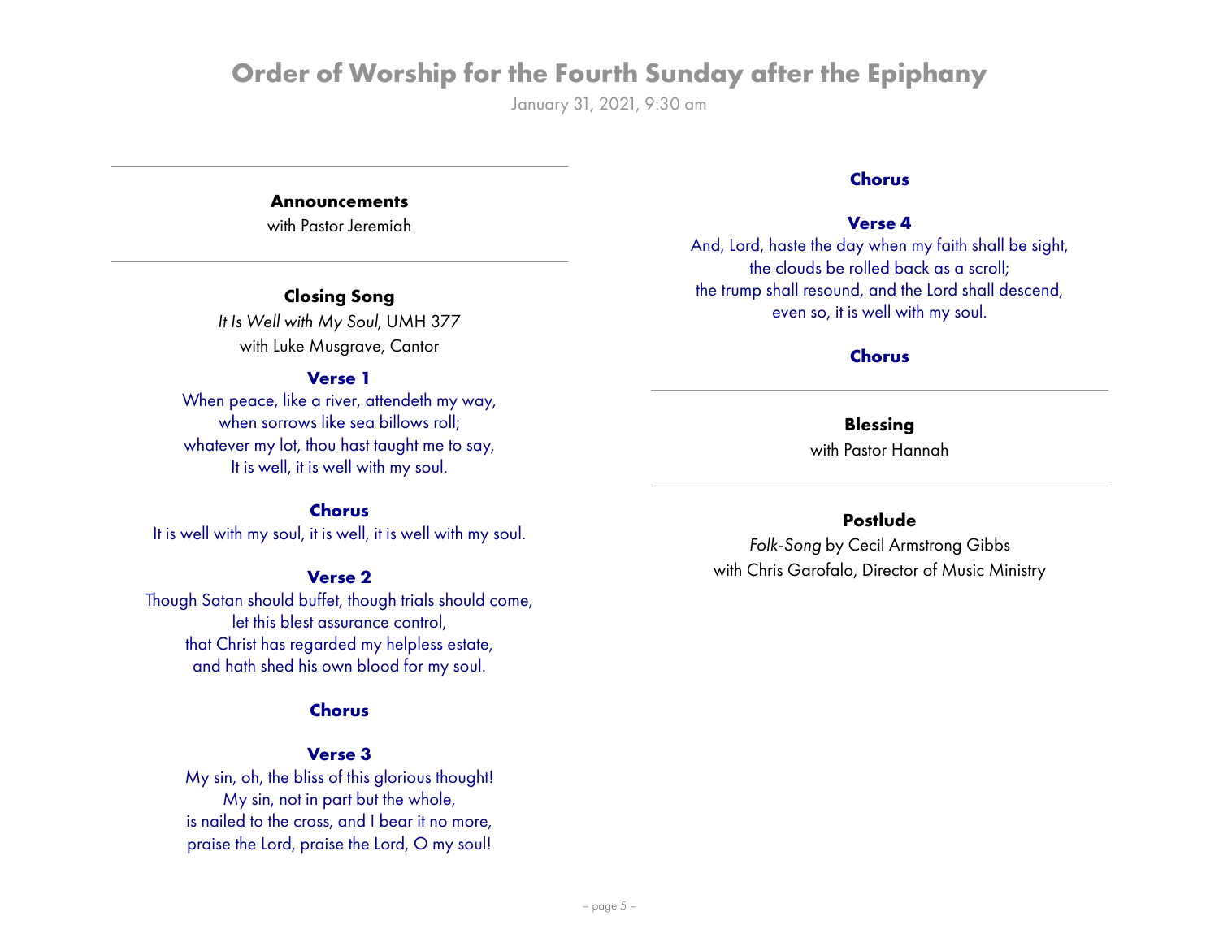# Order of Worship for the Fourth Sunday after the Epiphany

January 31, 2021, 9:30 am

---

**Announcements**

with Pastor Jeremiah

---

**Closing Song**

*It Is Well with My Soul,* UMH 377
with Luke Musgrave, Cantor

**Verse 1**

When peace, like a river, attendeth my way,
when sorrows like sea billows roll;
whatever my lot, thou hast taught me to say,
It is well, it is well with my soul.

**Chorus**

It is well with my soul, it is well, it is well with my soul.

**Verse 2**

Though Satan should buffet, though trials should come,
let this blest assurance control,
that Christ has regarded my helpless estate,
and hath shed his own blood for my soul.

**Chorus**

**Verse 3**

My sin, oh, the bliss of this glorious thought!
My sin, not in part but the whole,
is nailed to the cross, and I bear it no more,
praise the Lord, praise the Lord, O my soul!

**Chorus**

**Verse 4**

And, Lord, haste the day when my faith shall be sight,
the clouds be rolled back as a scroll;
the trump shall resound, and the Lord shall descend,
even so, it is well with my soul.

**Chorus**

---

**Blessing**

with Pastor Hannah

---

**Postlude**

*Folk-Song* by Cecil Armstrong Gibbs
with Chris Garofalo, Director of Music Ministry